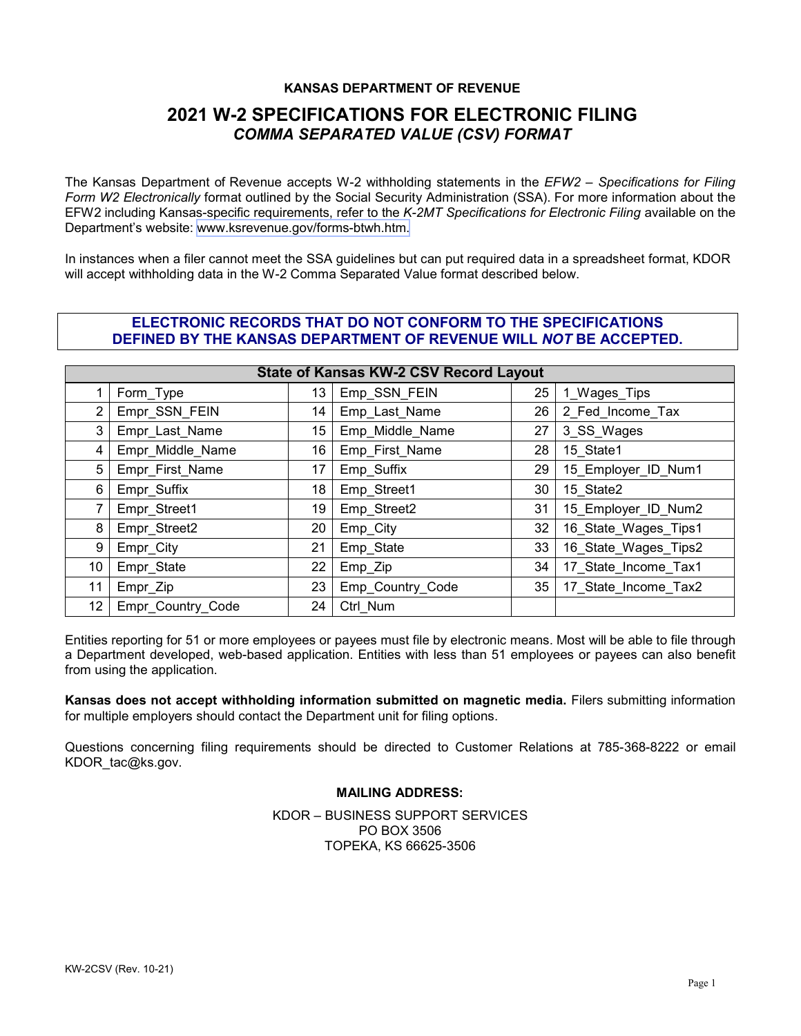**KANSAS DEPARTMENT OF REVENUE**

# 2021 W-2 SPECIFICATIONS FOR ELECTRONIC FILING

## *COMMA SEPARATED VALUE (CSV) FORMAT*

The Kansas Department of Revenue accepts W-2 withholding statements in the *EFW2 – Specifications for Filing Form W2 Electronically* format outlined by the Social Security Administration (SSA). For more information about the EFW2 including Kansas-specific requirements, refer to the *K-2MT Specifications for Electronic Filing* available on the Department's website: www.ksrevenue.gov/forms-btwh.htm.

In instances when a filer cannot meet the SSA guidelines but can put required data in a spreadsheet format, KDOR will accept withholding data in the W-2 Comma Separated Value format described below.

**ELECTRONIC RECORDS THAT DO NOT CONFORM TO THE SPECIFICATIONS DEFINED BY THE KANSAS DEPARTMENT OF REVENUE WILL *NOT* BE ACCEPTED.**

| State of Kansas KW-2 CSV Record Layout | | | | | |
|---|---|---|---|---|---|
| 1 | Form_Type | 13 | Emp_SSN_FEIN | 25 | 1_Wages_Tips |
| 2 | Empr_SSN_FEIN | 14 | Emp_Last_Name | 26 | 2_Fed_Income_Tax |
| 3 | Empr_Last_Name | 15 | Emp_Middle_Name | 27 | 3_SS_Wages |
| 4 | Empr_Middle_Name | 16 | Emp_First_Name | 28 | 15_State1 |
| 5 | Empr_First_Name | 17 | Emp_Suffix | 29 | 15_Employer_ID_Num1 |
| 6 | Empr_Suffix | 18 | Emp_Street1 | 30 | 15_State2 |
| 7 | Empr_Street1 | 19 | Emp_Street2 | 31 | 15_Employer_ID_Num2 |
| 8 | Empr_Street2 | 20 | Emp_City | 32 | 16_State_Wages_Tips1 |
| 9 | Empr_City | 21 | Emp_State | 33 | 16_State_Wages_Tips2 |
| 10 | Empr_State | 22 | Emp_Zip | 34 | 17_State_Income_Tax1 |
| 11 | Empr_Zip | 23 | Emp_Country_Code | 35 | 17_State_Income_Tax2 |
| 12 | Empr_Country_Code | 24 | Ctrl_Num | | |

Entities reporting for 51 or more employees or payees must file by electronic means. Most will be able to file through a Department developed, web-based application. Entities with less than 51 employees or payees can also benefit from using the application.

**Kansas does not accept withholding information submitted on magnetic media.** Filers submitting information for multiple employers should contact the Department unit for filing options.

Questions concerning filing requirements should be directed to Customer Relations at 785-368-8222 or email KDOR_tac@ks.gov.

**MAILING ADDRESS:**

KDOR – BUSINESS SUPPORT SERVICES
PO BOX 3506
TOPEKA, KS 66625-3506

KW-2CSV (Rev. 10-21)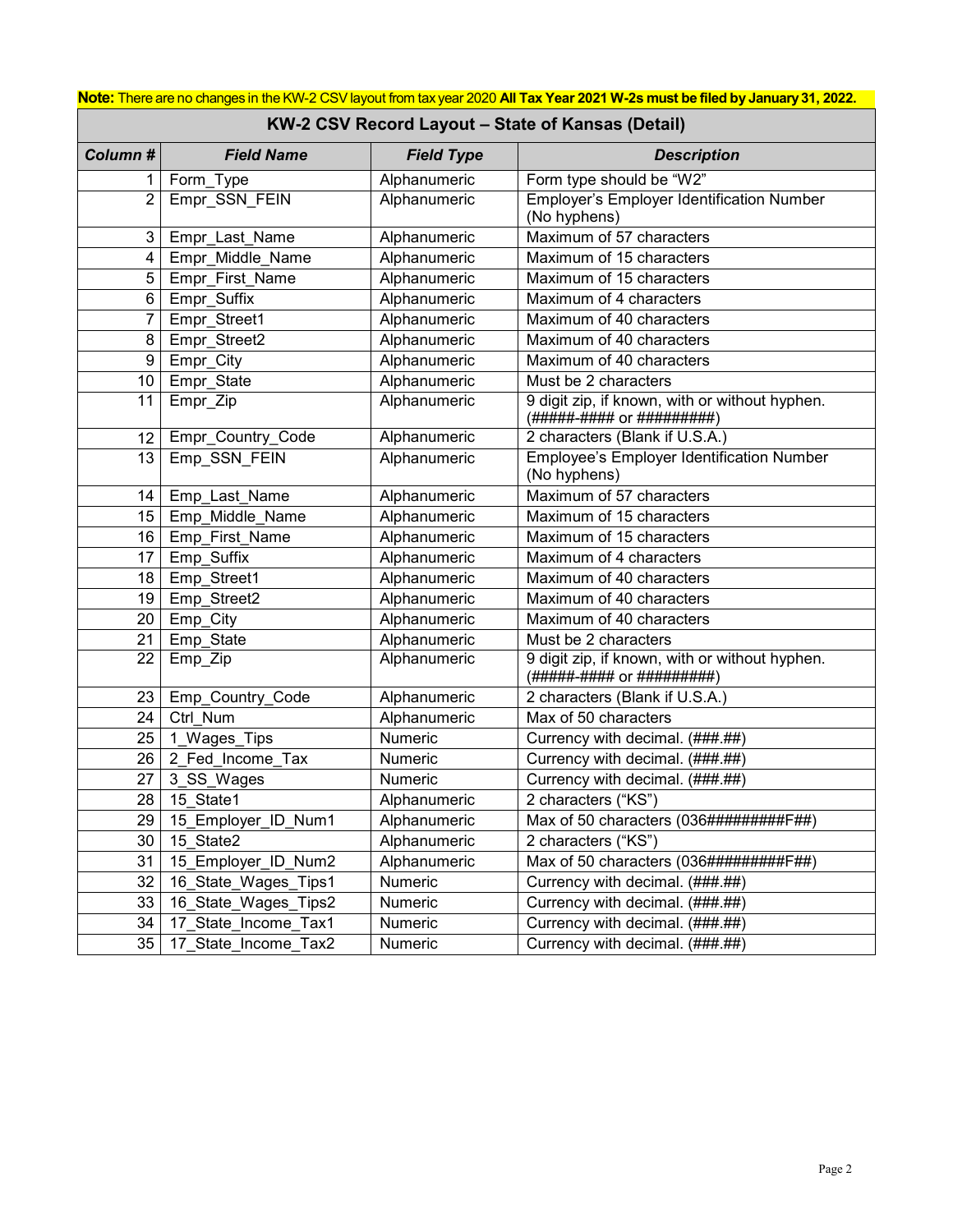**Note:** There are no changes in the KW-2 CSV layout from tax year 2020 **All Tax Year 2021 W-2s must be filed by January 31, 2022.**

## KW-2 CSV Record Layout – State of Kansas (Detail)

| *Column #* | *Field Name* | *Field Type* | *Description* |
|---|---|---|---|
| 1 | Form_Type | Alphanumeric | Form type should be "W2" |
| 2 | Empr_SSN_FEIN | Alphanumeric | Employer's Employer Identification Number (No hyphens) |
| 3 | Empr_Last_Name | Alphanumeric | Maximum of 57 characters |
| 4 | Empr_Middle_Name | Alphanumeric | Maximum of 15 characters |
| 5 | Empr_First_Name | Alphanumeric | Maximum of 15 characters |
| 6 | Empr_Suffix | Alphanumeric | Maximum of 4 characters |
| 7 | Empr_Street1 | Alphanumeric | Maximum of 40 characters |
| 8 | Empr_Street2 | Alphanumeric | Maximum of 40 characters |
| 9 | Empr_City | Alphanumeric | Maximum of 40 characters |
| 10 | Empr_State | Alphanumeric | Must be 2 characters |
| 11 | Empr_Zip | Alphanumeric | 9 digit zip, if known, with or without hyphen. (#####-#### or #########) |
| 12 | Empr_Country_Code | Alphanumeric | 2 characters (Blank if U.S.A.) |
| 13 | Emp_SSN_FEIN | Alphanumeric | Employee's Employer Identification Number (No hyphens) |
| 14 | Emp_Last_Name | Alphanumeric | Maximum of 57 characters |
| 15 | Emp_Middle_Name | Alphanumeric | Maximum of 15 characters |
| 16 | Emp_First_Name | Alphanumeric | Maximum of 15 characters |
| 17 | Emp_Suffix | Alphanumeric | Maximum of 4 characters |
| 18 | Emp_Street1 | Alphanumeric | Maximum of 40 characters |
| 19 | Emp_Street2 | Alphanumeric | Maximum of 40 characters |
| 20 | Emp_City | Alphanumeric | Maximum of 40 characters |
| 21 | Emp_State | Alphanumeric | Must be 2 characters |
| 22 | Emp_Zip | Alphanumeric | 9 digit zip, if known, with or without hyphen. (#####-#### or #########) |
| 23 | Emp_Country_Code | Alphanumeric | 2 characters (Blank if U.S.A.) |
| 24 | Ctrl_Num | Alphanumeric | Max of 50 characters |
| 25 | 1_Wages_Tips | Numeric | Currency with decimal. (###.##) |
| 26 | 2_Fed_Income_Tax | Numeric | Currency with decimal. (###.##) |
| 27 | 3_SS_Wages | Numeric | Currency with decimal. (###.##) |
| 28 | 15_State1 | Alphanumeric | 2 characters ("KS") |
| 29 | 15_Employer_ID_Num1 | Alphanumeric | Max of 50 characters (036#########F##) |
| 30 | 15_State2 | Alphanumeric | 2 characters ("KS") |
| 31 | 15_Employer_ID_Num2 | Alphanumeric | Max of 50 characters (036#########F##) |
| 32 | 16_State_Wages_Tips1 | Numeric | Currency with decimal. (###.##) |
| 33 | 16_State_Wages_Tips2 | Numeric | Currency with decimal. (###.##) |
| 34 | 17_State_Income_Tax1 | Numeric | Currency with decimal. (###.##) |
| 35 | 17_State_Income_Tax2 | Numeric | Currency with decimal. (###.##) |